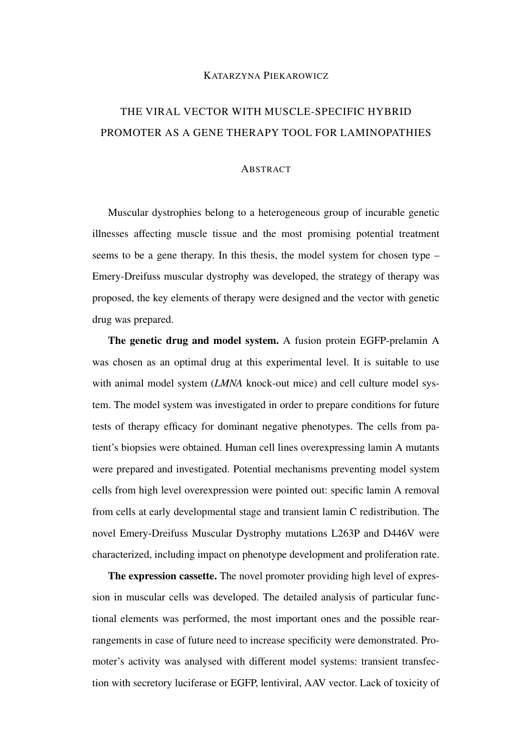KATARZYNA PIEKAROWICZ

# THE VIRAL VECTOR WITH MUSCLE-SPECIFIC HYBRID PROMOTER AS A GENE THERAPY TOOL FOR LAMINOPATHIES

## ABSTRACT

Muscular dystrophies belong to a heterogeneous group of incurable genetic illnesses affecting muscle tissue and the most promising potential treatment seems to be a gene therapy. In this thesis, the model system for chosen type – Emery-Dreifuss muscular dystrophy was developed, the strategy of therapy was proposed, the key elements of therapy were designed and the vector with genetic drug was prepared.

**The genetic drug and model system.** A fusion protein EGFP-prelamin A was chosen as an optimal drug at this experimental level. It is suitable to use with animal model system (*LMNA* knock-out mice) and cell culture model system. The model system was investigated in order to prepare conditions for future tests of therapy efficacy for dominant negative phenotypes. The cells from patient's biopsies were obtained. Human cell lines overexpressing lamin A mutants were prepared and investigated. Potential mechanisms preventing model system cells from high level overexpression were pointed out: specific lamin A removal from cells at early developmental stage and transient lamin C redistribution. The novel Emery-Dreifuss Muscular Dystrophy mutations L263P and D446V were characterized, including impact on phenotype development and proliferation rate.

**The expression cassette.** The novel promoter providing high level of expression in muscular cells was developed. The detailed analysis of particular functional elements was performed, the most important ones and the possible rearrangements in case of future need to increase specificity were demonstrated. Promoter's activity was analysed with different model systems: transient transfection with secretory luciferase or EGFP, lentiviral, AAV vector. Lack of toxicity of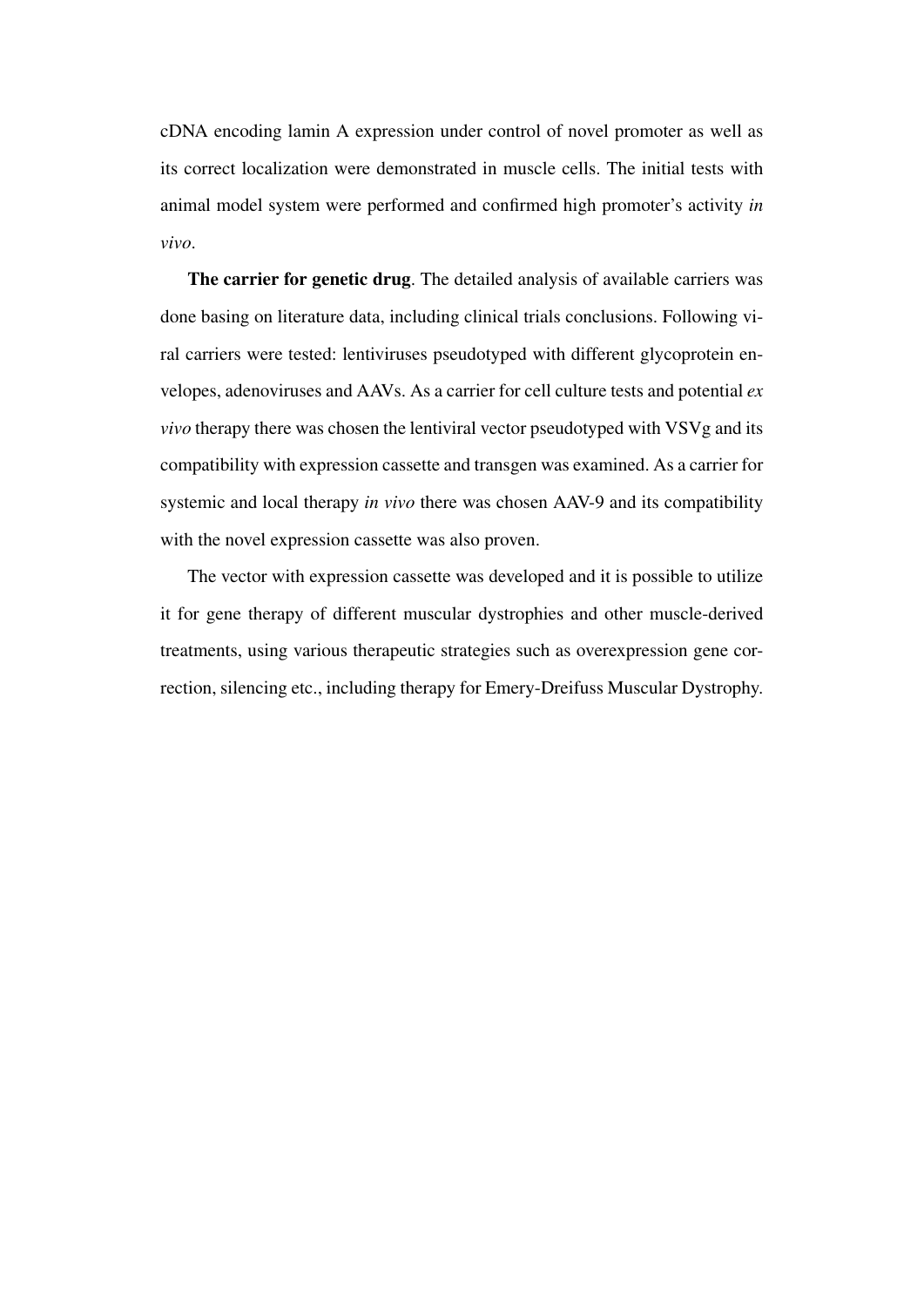cDNA encoding lamin A expression under control of novel promoter as well as its correct localization were demonstrated in muscle cells. The initial tests with animal model system were performed and confirmed high promoter's activity *in vivo*.

**The carrier for genetic drug**. The detailed analysis of available carriers was done basing on literature data, including clinical trials conclusions. Following viral carriers were tested: lentiviruses pseudotyped with different glycoprotein envelopes, adenoviruses and AAVs. As a carrier for cell culture tests and potential *ex vivo* therapy there was chosen the lentiviral vector pseudotyped with VSVg and its compatibility with expression cassette and transgen was examined. As a carrier for systemic and local therapy *in vivo* there was chosen AAV-9 and its compatibility with the novel expression cassette was also proven.

The vector with expression cassette was developed and it is possible to utilize it for gene therapy of different muscular dystrophies and other muscle-derived treatments, using various therapeutic strategies such as overexpression gene correction, silencing etc., including therapy for Emery-Dreifuss Muscular Dystrophy.